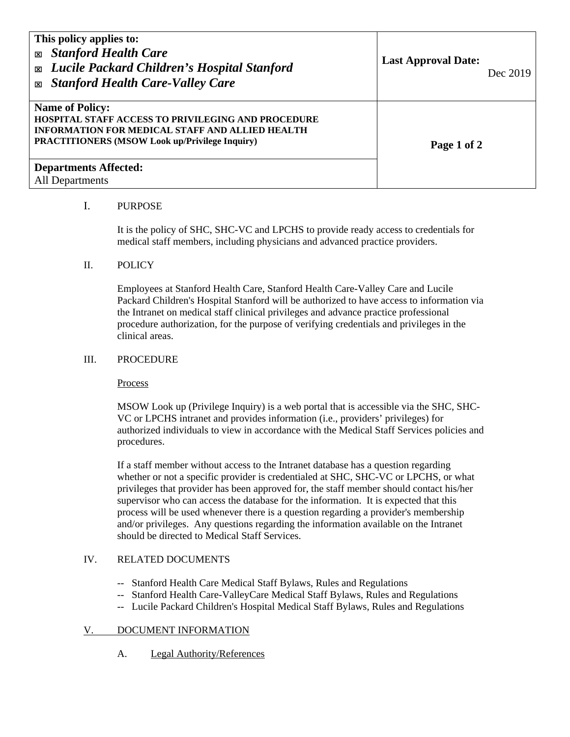| This policy applies to:<br>☒ ***Stanford Health Care***<br>☒ ***Lucile Packard Children's Hospital Stanford***<br>☒ ***Stanford Health Care-Valley Care*** | **Last Approval Date:** Dec 2019 |
| --- | --- |
| **Name of Policy:**<br>**HOSPITAL STAFF ACCESS TO PRIVILEGING AND PROCEDURE INFORMATION FOR MEDICAL STAFF AND ALLIED HEALTH PRACTITIONERS (MSOW Look up/Privilege Inquiry)** | |
| **Departments Affected:**<br>All Departments | |

I. PURPOSE

It is the policy of SHC, SHC-VC and LPCHS to provide ready access to credentials for medical staff members, including physicians and advanced practice providers.

II. POLICY

Employees at Stanford Health Care, Stanford Health Care-Valley Care and Lucile Packard Children's Hospital Stanford will be authorized to have access to information via the Intranet on medical staff clinical privileges and advance practice professional procedure authorization, for the purpose of verifying credentials and privileges in the clinical areas.

III. PROCEDURE

Process

MSOW Look up (Privilege Inquiry) is a web portal that is accessible via the SHC, SHC-VC or LPCHS intranet and provides information (i.e., providers' privileges) for authorized individuals to view in accordance with the Medical Staff Services policies and procedures.

If a staff member without access to the Intranet database has a question regarding whether or not a specific provider is credentialed at SHC, SHC-VC or LPCHS, or what privileges that provider has been approved for, the staff member should contact his/her supervisor who can access the database for the information. It is expected that this process will be used whenever there is a question regarding a provider's membership and/or privileges. Any questions regarding the information available on the Intranet should be directed to Medical Staff Services.

IV. RELATED DOCUMENTS

- -- Stanford Health Care Medical Staff Bylaws, Rules and Regulations
- -- Stanford Health Care-ValleyCare Medical Staff Bylaws, Rules and Regulations
- -- Lucile Packard Children's Hospital Medical Staff Bylaws, Rules and Regulations

V. DOCUMENT INFORMATION

A. Legal Authority/References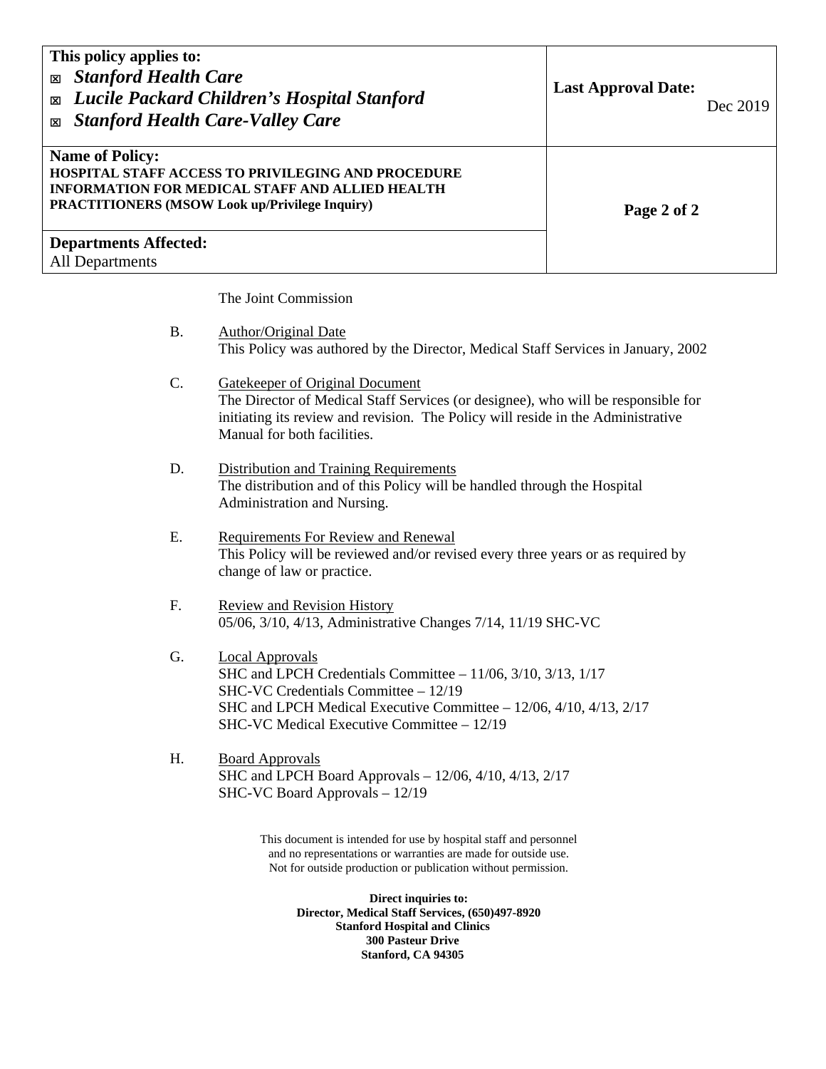The Joint Commission

B. Author/Original Date
This Policy was authored by the Director, Medical Staff Services in January, 2002

C. Gatekeeper of Original Document
The Director of Medical Staff Services (or designee), who will be responsible for initiating its review and revision. The Policy will reside in the Administrative Manual for both facilities.

D. Distribution and Training Requirements
The distribution and of this Policy will be handled through the Hospital Administration and Nursing.

E. Requirements For Review and Renewal
This Policy will be reviewed and/or revised every three years or as required by change of law or practice.

F. Review and Revision History
05/06, 3/10, 4/13, Administrative Changes 7/14, 11/19 SHC-VC

G. Local Approvals
SHC and LPCH Credentials Committee – 11/06, 3/10, 3/13, 1/17
SHC-VC Credentials Committee – 12/19
SHC and LPCH Medical Executive Committee – 12/06, 4/10, 4/13, 2/17
SHC-VC Medical Executive Committee – 12/19

H. Board Approvals
SHC and LPCH Board Approvals – 12/06, 4/10, 4/13, 2/17
SHC-VC Board Approvals – 12/19

This document is intended for use by hospital staff and personnel and no representations or warranties are made for outside use. Not for outside production or publication without permission.

**Direct inquiries to:**
**Director, Medical Staff Services, (650)497-8920**
**Stanford Hospital and Clinics**
**300 Pasteur Drive**
**Stanford, CA 94305**